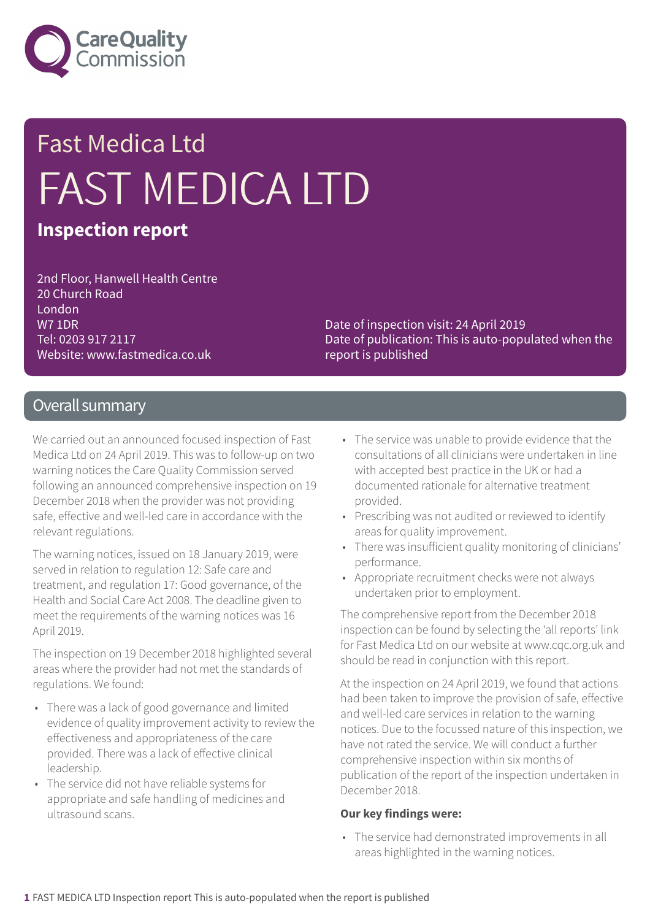Fast Medica Ltd

# FAST MEDICA LTD

## Inspection report

2nd Floor, Hanwell Health Centre
20 Church Road
London
W7 1DR
Tel: 0203 917 2117
Website: www.fastmedica.co.uk

Date of inspection visit: 24 April 2019
Date of publication: This is auto-populated when the report is published

## Overall summary

We carried out an announced focused inspection of Fast Medica Ltd on 24 April 2019. This was to follow-up on two warning notices the Care Quality Commission served following an announced comprehensive inspection on 19 December 2018 when the provider was not providing safe, effective and well-led care in accordance with the relevant regulations.

The warning notices, issued on 18 January 2019, were served in relation to regulation 12: Safe care and treatment, and regulation 17: Good governance, of the Health and Social Care Act 2008. The deadline given to meet the requirements of the warning notices was 16 April 2019.

The inspection on 19 December 2018 highlighted several areas where the provider had not met the standards of regulations. We found:

- There was a lack of good governance and limited evidence of quality improvement activity to review the effectiveness and appropriateness of the care provided. There was a lack of effective clinical leadership.
- The service did not have reliable systems for appropriate and safe handling of medicines and ultrasound scans.
- The service was unable to provide evidence that the consultations of all clinicians were undertaken in line with accepted best practice in the UK or had a documented rationale for alternative treatment provided.
- Prescribing was not audited or reviewed to identify areas for quality improvement.
- There was insufficient quality monitoring of clinicians' performance.
- Appropriate recruitment checks were not always undertaken prior to employment.

The comprehensive report from the December 2018 inspection can be found by selecting the 'all reports' link for Fast Medica Ltd on our website at www.cqc.org.uk and should be read in conjunction with this report.

At the inspection on 24 April 2019, we found that actions had been taken to improve the provision of safe, effective and well-led care services in relation to the warning notices. Due to the focussed nature of this inspection, we have not rated the service. We will conduct a further comprehensive inspection within six months of publication of the report of the inspection undertaken in December 2018.

**Our key findings were:**

- The service had demonstrated improvements in all areas highlighted in the warning notices.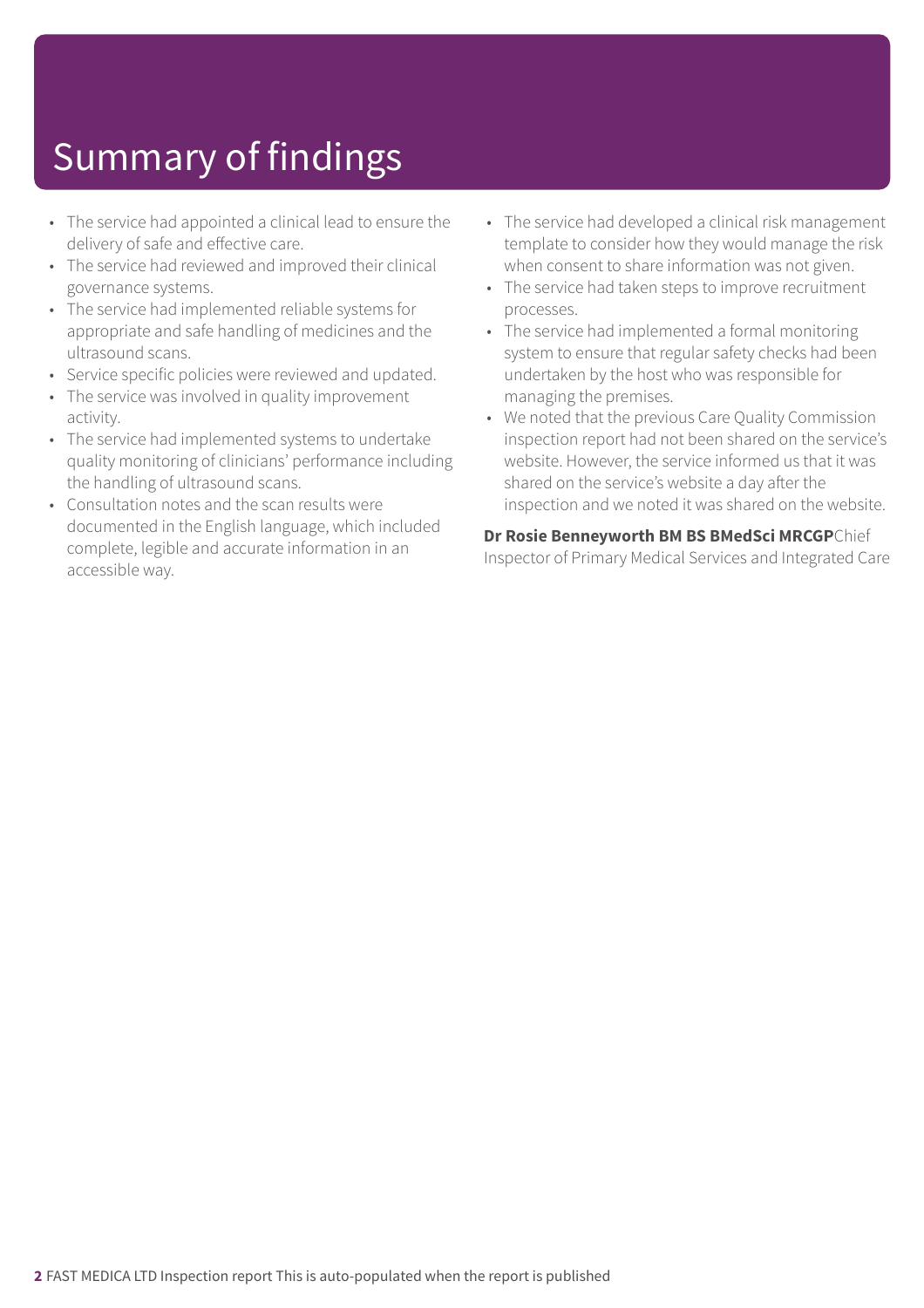# Summary of findings

- The service had appointed a clinical lead to ensure the delivery of safe and effective care.
- The service had reviewed and improved their clinical governance systems.
- The service had implemented reliable systems for appropriate and safe handling of medicines and the ultrasound scans.
- Service specific policies were reviewed and updated.
- The service was involved in quality improvement activity.
- The service had implemented systems to undertake quality monitoring of clinicians' performance including the handling of ultrasound scans.
- Consultation notes and the scan results were documented in the English language, which included complete, legible and accurate information in an accessible way.
- The service had developed a clinical risk management template to consider how they would manage the risk when consent to share information was not given.
- The service had taken steps to improve recruitment processes.
- The service had implemented a formal monitoring system to ensure that regular safety checks had been undertaken by the host who was responsible for managing the premises.
- We noted that the previous Care Quality Commission inspection report had not been shared on the service's website. However, the service informed us that it was shared on the service's website a day after the inspection and we noted it was shared on the website.

**Dr Rosie Benneyworth BM BS BMedSci MRCGP**Chief Inspector of Primary Medical Services and Integrated Care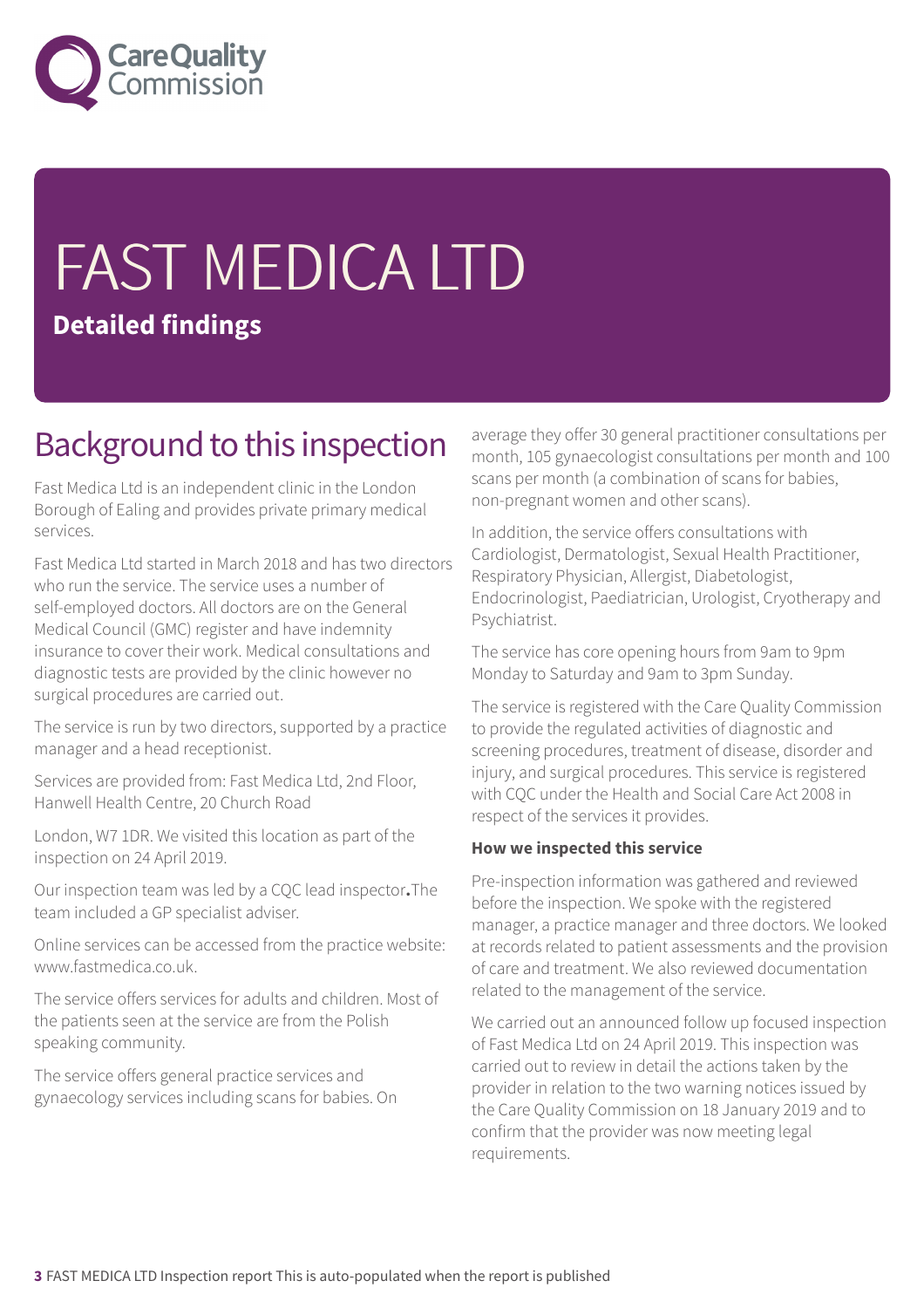# FAST MEDICA LTD

**Detailed findings**

## Background to this inspection

Fast Medica Ltd is an independent clinic in the London Borough of Ealing and provides private primary medical services.

Fast Medica Ltd started in March 2018 and has two directors who run the service. The service uses a number of self-employed doctors. All doctors are on the General Medical Council (GMC) register and have indemnity insurance to cover their work. Medical consultations and diagnostic tests are provided by the clinic however no surgical procedures are carried out.

The service is run by two directors, supported by a practice manager and a head receptionist.

Services are provided from: Fast Medica Ltd, 2nd Floor, Hanwell Health Centre, 20 Church Road

London, W7 1DR. We visited this location as part of the inspection on 24 April 2019.

Our inspection team was led by a CQC lead inspector**.**The team included a GP specialist adviser.

Online services can be accessed from the practice website: www.fastmedica.co.uk.

The service offers services for adults and children. Most of the patients seen at the service are from the Polish speaking community.

The service offers general practice services and gynaecology services including scans for babies. On average they offer 30 general practitioner consultations per month, 105 gynaecologist consultations per month and 100 scans per month (a combination of scans for babies, non-pregnant women and other scans).

In addition, the service offers consultations with Cardiologist, Dermatologist, Sexual Health Practitioner, Respiratory Physician, Allergist, Diabetologist, Endocrinologist, Paediatrician, Urologist, Cryotherapy and Psychiatrist.

The service has core opening hours from 9am to 9pm Monday to Saturday and 9am to 3pm Sunday.

The service is registered with the Care Quality Commission to provide the regulated activities of diagnostic and screening procedures, treatment of disease, disorder and injury, and surgical procedures. This service is registered with CQC under the Health and Social Care Act 2008 in respect of the services it provides.

**How we inspected this service**

Pre-inspection information was gathered and reviewed before the inspection. We spoke with the registered manager, a practice manager and three doctors. We looked at records related to patient assessments and the provision of care and treatment. We also reviewed documentation related to the management of the service.

We carried out an announced follow up focused inspection of Fast Medica Ltd on 24 April 2019. This inspection was carried out to review in detail the actions taken by the provider in relation to the two warning notices issued by the Care Quality Commission on 18 January 2019 and to confirm that the provider was now meeting legal requirements.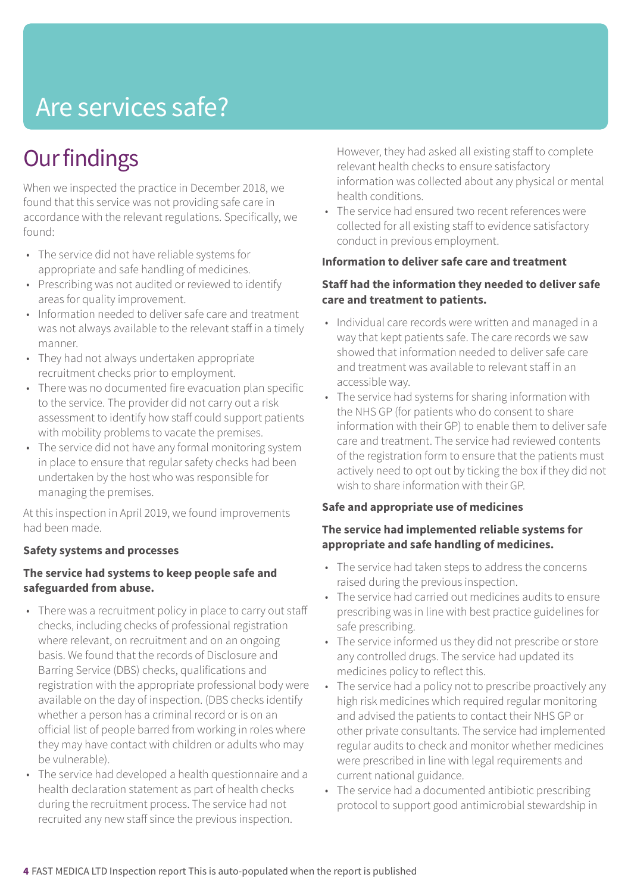# Are services safe?

## Our findings

When we inspected the practice in December 2018, we found that this service was not providing safe care in accordance with the relevant regulations. Specifically, we found:

- The service did not have reliable systems for appropriate and safe handling of medicines.
- Prescribing was not audited or reviewed to identify areas for quality improvement.
- Information needed to deliver safe care and treatment was not always available to the relevant staff in a timely manner.
- They had not always undertaken appropriate recruitment checks prior to employment.
- There was no documented fire evacuation plan specific to the service. The provider did not carry out a risk assessment to identify how staff could support patients with mobility problems to vacate the premises.
- The service did not have any formal monitoring system in place to ensure that regular safety checks had been undertaken by the host who was responsible for managing the premises.

At this inspection in April 2019, we found improvements had been made.

**Safety systems and processes**

**The service had systems to keep people safe and safeguarded from abuse.**

- There was a recruitment policy in place to carry out staff checks, including checks of professional registration where relevant, on recruitment and on an ongoing basis. We found that the records of Disclosure and Barring Service (DBS) checks, qualifications and registration with the appropriate professional body were available on the day of inspection. (DBS checks identify whether a person has a criminal record or is on an official list of people barred from working in roles where they may have contact with children or adults who may be vulnerable).
- The service had developed a health questionnaire and a health declaration statement as part of health checks during the recruitment process. The service had not recruited any new staff since the previous inspection. However, they had asked all existing staff to complete relevant health checks to ensure satisfactory information was collected about any physical or mental health conditions.
- The service had ensured two recent references were collected for all existing staff to evidence satisfactory conduct in previous employment.

**Information to deliver safe care and treatment**

**Staff had the information they needed to deliver safe care and treatment to patients.**

- Individual care records were written and managed in a way that kept patients safe. The care records we saw showed that information needed to deliver safe care and treatment was available to relevant staff in an accessible way.
- The service had systems for sharing information with the NHS GP (for patients who do consent to share information with their GP) to enable them to deliver safe care and treatment. The service had reviewed contents of the registration form to ensure that the patients must actively need to opt out by ticking the box if they did not wish to share information with their GP.

**Safe and appropriate use of medicines**

**The service had implemented reliable systems for appropriate and safe handling of medicines.**

- The service had taken steps to address the concerns raised during the previous inspection.
- The service had carried out medicines audits to ensure prescribing was in line with best practice guidelines for safe prescribing.
- The service informed us they did not prescribe or store any controlled drugs. The service had updated its medicines policy to reflect this.
- The service had a policy not to prescribe proactively any high risk medicines which required regular monitoring and advised the patients to contact their NHS GP or other private consultants. The service had implemented regular audits to check and monitor whether medicines were prescribed in line with legal requirements and current national guidance.
- The service had a documented antibiotic prescribing protocol to support good antimicrobial stewardship in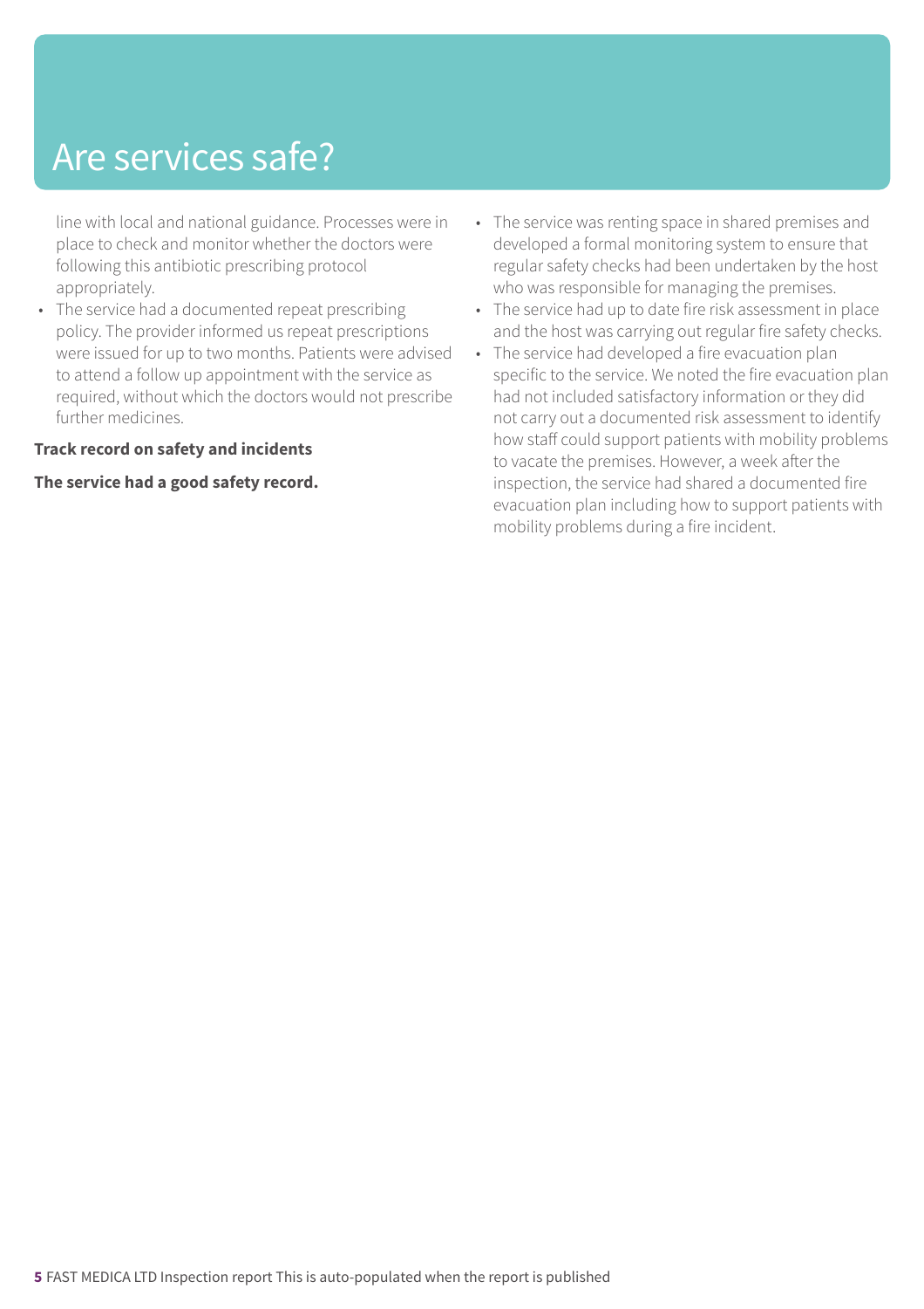# Are services safe?

line with local and national guidance. Processes were in place to check and monitor whether the doctors were following this antibiotic prescribing protocol appropriately.

- The service had a documented repeat prescribing policy. The provider informed us repeat prescriptions were issued for up to two months. Patients were advised to attend a follow up appointment with the service as required, without which the doctors would not prescribe further medicines.

**Track record on safety and incidents**

**The service had a good safety record.**

- The service was renting space in shared premises and developed a formal monitoring system to ensure that regular safety checks had been undertaken by the host who was responsible for managing the premises.
- The service had up to date fire risk assessment in place and the host was carrying out regular fire safety checks.
- The service had developed a fire evacuation plan specific to the service. We noted the fire evacuation plan had not included satisfactory information or they did not carry out a documented risk assessment to identify how staff could support patients with mobility problems to vacate the premises. However, a week after the inspection, the service had shared a documented fire evacuation plan including how to support patients with mobility problems during a fire incident.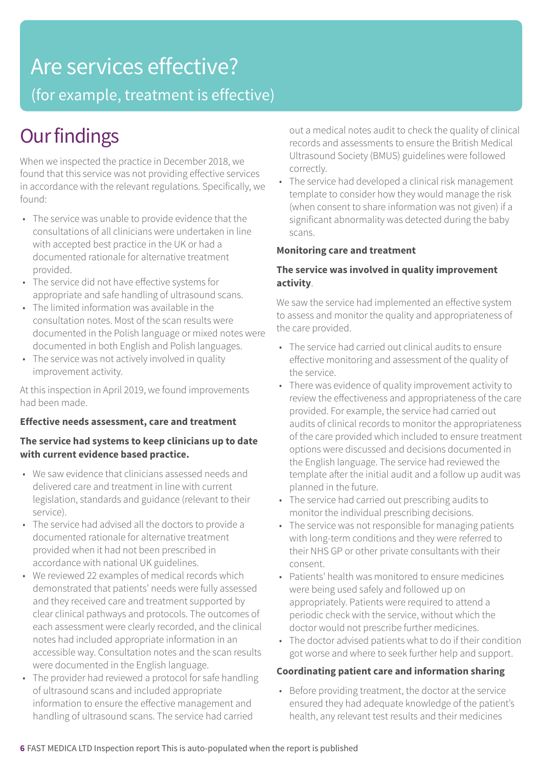# Are services effective?

(for example, treatment is effective)

## Our findings

When we inspected the practice in December 2018, we found that this service was not providing effective services in accordance with the relevant regulations. Specifically, we found:

- The service was unable to provide evidence that the consultations of all clinicians were undertaken in line with accepted best practice in the UK or had a documented rationale for alternative treatment provided.
- The service did not have effective systems for appropriate and safe handling of ultrasound scans.
- The limited information was available in the consultation notes. Most of the scan results were documented in the Polish language or mixed notes were documented in both English and Polish languages.
- The service was not actively involved in quality improvement activity.

At this inspection in April 2019, we found improvements had been made.

**Effective needs assessment, care and treatment**

**The service had systems to keep clinicians up to date with current evidence based practice.**

- We saw evidence that clinicians assessed needs and delivered care and treatment in line with current legislation, standards and guidance (relevant to their service).
- The service had advised all the doctors to provide a documented rationale for alternative treatment provided when it had not been prescribed in accordance with national UK guidelines.
- We reviewed 22 examples of medical records which demonstrated that patients' needs were fully assessed and they received care and treatment supported by clear clinical pathways and protocols. The outcomes of each assessment were clearly recorded, and the clinical notes had included appropriate information in an accessible way. Consultation notes and the scan results were documented in the English language.
- The provider had reviewed a protocol for safe handling of ultrasound scans and included appropriate information to ensure the effective management and handling of ultrasound scans. The service had carried out a medical notes audit to check the quality of clinical records and assessments to ensure the British Medical Ultrasound Society (BMUS) guidelines were followed correctly.
- The service had developed a clinical risk management template to consider how they would manage the risk (when consent to share information was not given) if a significant abnormality was detected during the baby scans.

**Monitoring care and treatment**

**The service was involved in quality improvement activity**.

We saw the service had implemented an effective system to assess and monitor the quality and appropriateness of the care provided.

- The service had carried out clinical audits to ensure effective monitoring and assessment of the quality of the service.
- There was evidence of quality improvement activity to review the effectiveness and appropriateness of the care provided. For example, the service had carried out audits of clinical records to monitor the appropriateness of the care provided which included to ensure treatment options were discussed and decisions documented in the English language. The service had reviewed the template after the initial audit and a follow up audit was planned in the future.
- The service had carried out prescribing audits to monitor the individual prescribing decisions.
- The service was not responsible for managing patients with long-term conditions and they were referred to their NHS GP or other private consultants with their consent.
- Patients' health was monitored to ensure medicines were being used safely and followed up on appropriately. Patients were required to attend a periodic check with the service, without which the doctor would not prescribe further medicines.
- The doctor advised patients what to do if their condition got worse and where to seek further help and support.

**Coordinating patient care and information sharing**

- Before providing treatment, the doctor at the service ensured they had adequate knowledge of the patient's health, any relevant test results and their medicines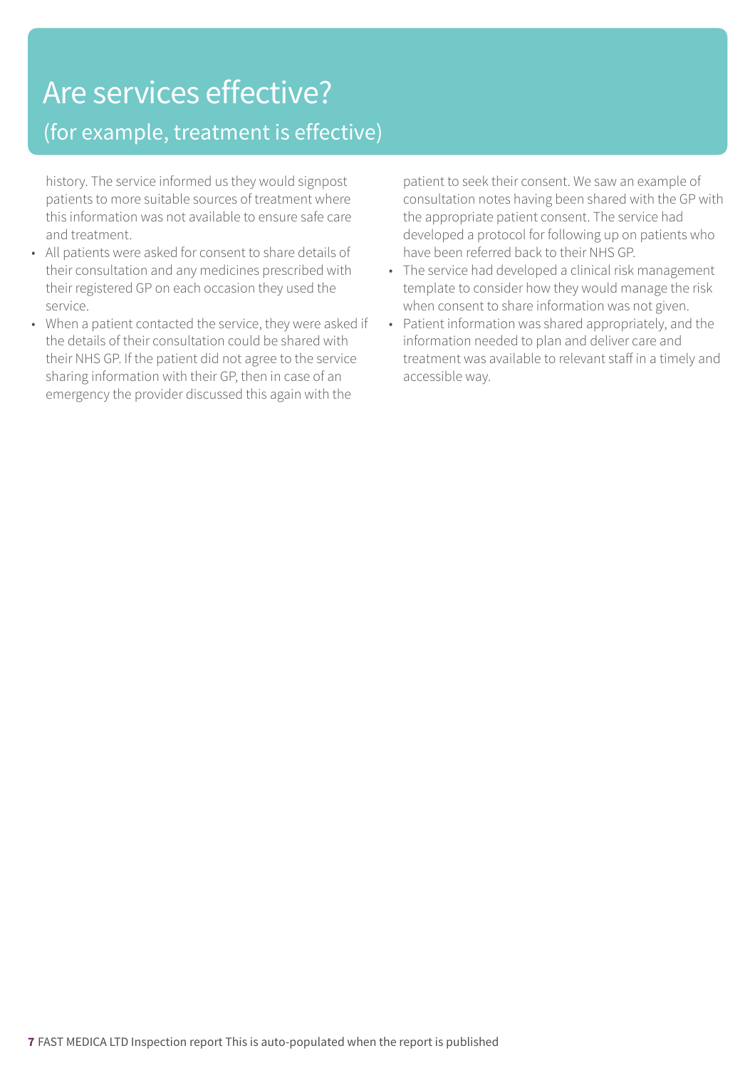# Are services effective?

## (for example, treatment is effective)

history. The service informed us they would signpost patients to more suitable sources of treatment where this information was not available to ensure safe care and treatment.

- All patients were asked for consent to share details of their consultation and any medicines prescribed with their registered GP on each occasion they used the service.
- When a patient contacted the service, they were asked if the details of their consultation could be shared with their NHS GP. If the patient did not agree to the service sharing information with their GP, then in case of an emergency the provider discussed this again with the patient to seek their consent. We saw an example of consultation notes having been shared with the GP with the appropriate patient consent. The service had developed a protocol for following up on patients who have been referred back to their NHS GP.
- The service had developed a clinical risk management template to consider how they would manage the risk when consent to share information was not given.
- Patient information was shared appropriately, and the information needed to plan and deliver care and treatment was available to relevant staff in a timely and accessible way.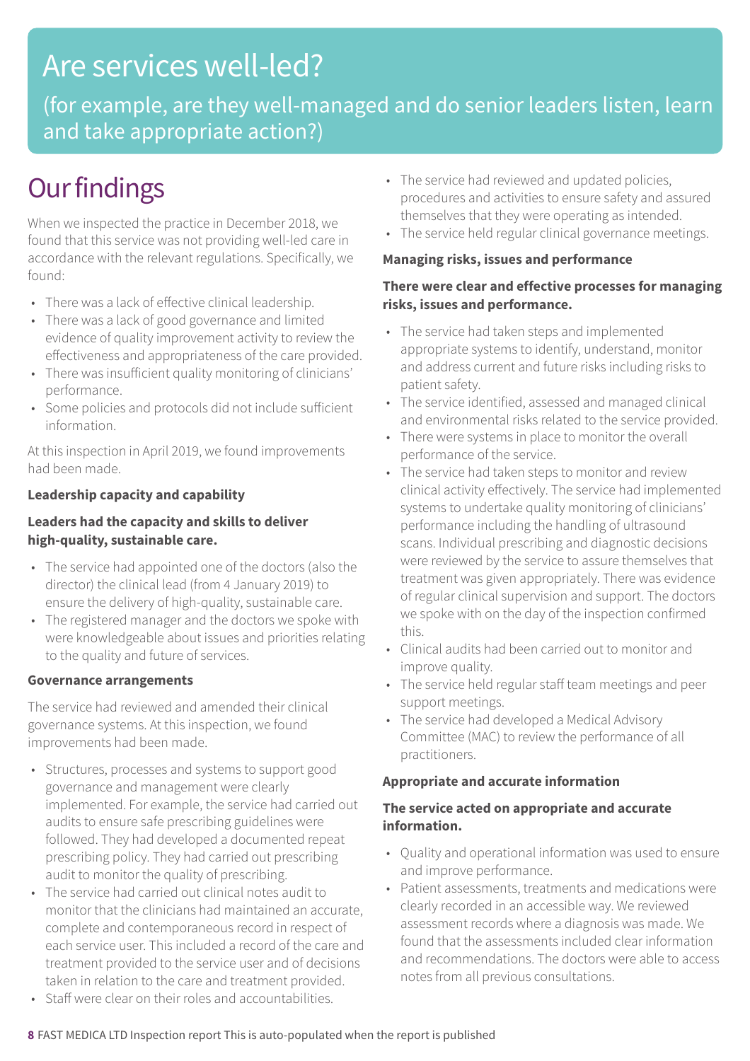# Are services well-led?

(for example, are they well-managed and do senior leaders listen, learn and take appropriate action?)

## Our findings

When we inspected the practice in December 2018, we found that this service was not providing well-led care in accordance with the relevant regulations. Specifically, we found:

- There was a lack of effective clinical leadership.
- There was a lack of good governance and limited evidence of quality improvement activity to review the effectiveness and appropriateness of the care provided.
- There was insufficient quality monitoring of clinicians' performance.
- Some policies and protocols did not include sufficient information.

At this inspection in April 2019, we found improvements had been made.

**Leadership capacity and capability**

**Leaders had the capacity and skills to deliver high-quality, sustainable care.**

- The service had appointed one of the doctors (also the director) the clinical lead (from 4 January 2019) to ensure the delivery of high-quality, sustainable care.
- The registered manager and the doctors we spoke with were knowledgeable about issues and priorities relating to the quality and future of services.

**Governance arrangements**

The service had reviewed and amended their clinical governance systems. At this inspection, we found improvements had been made.

- Structures, processes and systems to support good governance and management were clearly implemented. For example, the service had carried out audits to ensure safe prescribing guidelines were followed. They had developed a documented repeat prescribing policy. They had carried out prescribing audit to monitor the quality of prescribing.
- The service had carried out clinical notes audit to monitor that the clinicians had maintained an accurate, complete and contemporaneous record in respect of each service user. This included a record of the care and treatment provided to the service user and of decisions taken in relation to the care and treatment provided.
- Staff were clear on their roles and accountabilities.
- The service had reviewed and updated policies, procedures and activities to ensure safety and assured themselves that they were operating as intended.
- The service held regular clinical governance meetings.

**Managing risks, issues and performance**

**There were clear and effective processes for managing risks, issues and performance.**

- The service had taken steps and implemented appropriate systems to identify, understand, monitor and address current and future risks including risks to patient safety.
- The service identified, assessed and managed clinical and environmental risks related to the service provided.
- There were systems in place to monitor the overall performance of the service.
- The service had taken steps to monitor and review clinical activity effectively. The service had implemented systems to undertake quality monitoring of clinicians' performance including the handling of ultrasound scans. Individual prescribing and diagnostic decisions were reviewed by the service to assure themselves that treatment was given appropriately. There was evidence of regular clinical supervision and support. The doctors we spoke with on the day of the inspection confirmed this.
- Clinical audits had been carried out to monitor and improve quality.
- The service held regular staff team meetings and peer support meetings.
- The service had developed a Medical Advisory Committee (MAC) to review the performance of all practitioners.

**Appropriate and accurate information**

**The service acted on appropriate and accurate information.**

- Quality and operational information was used to ensure and improve performance.
- Patient assessments, treatments and medications were clearly recorded in an accessible way. We reviewed assessment records where a diagnosis was made. We found that the assessments included clear information and recommendations. The doctors were able to access notes from all previous consultations.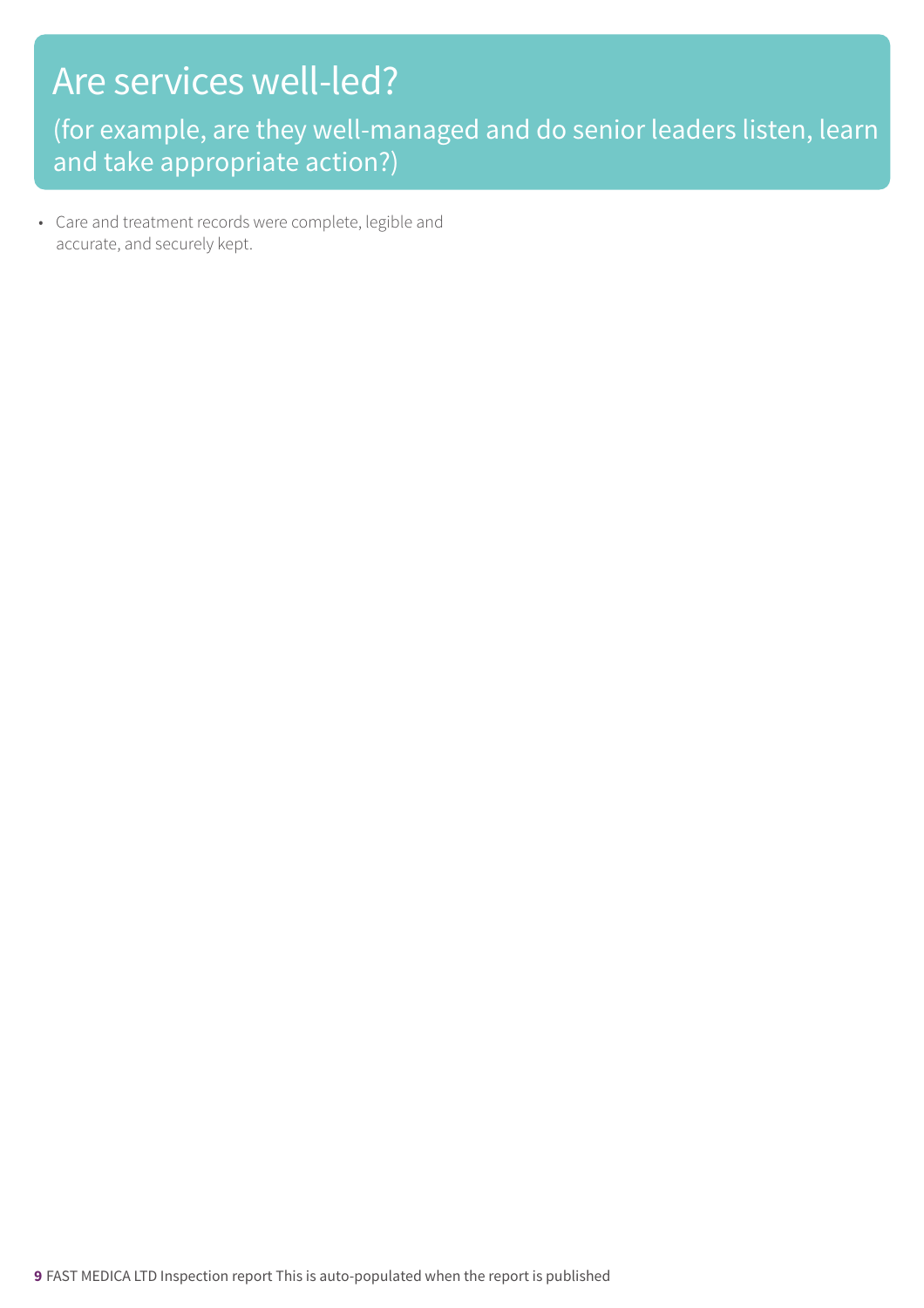# Are services well-led?

(for example, are they well-managed and do senior leaders listen, learn and take appropriate action?)

- Care and treatment records were complete, legible and accurate, and securely kept.